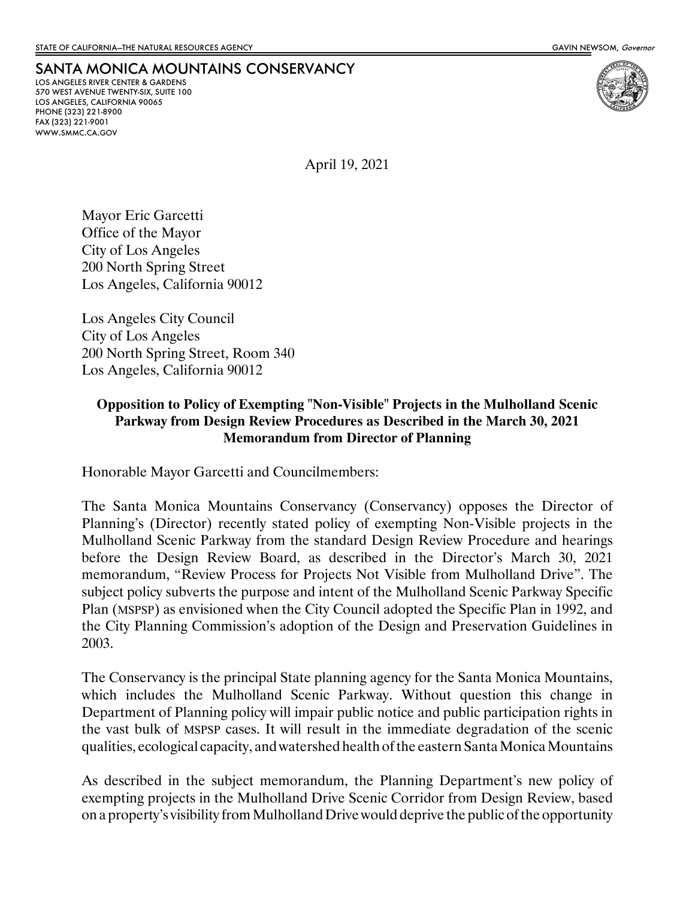STATE OF CALIFORNIA—THE NATURAL RESOURCES AGENCY GAVIN NEWSOM, *Governor*

# SANTA MONICA MOUNTAINS CONSERVANCY

LOS ANGELES RIVER CENTER & GARDENS
570 WEST AVENUE TWENTY-SIX, SUITE 100
LOS ANGELES, CALIFORNIA 90065
PHONE (323) 221-8900
FAX (323) 221-9001
WWW.SMMC.CA.GOV

April 19, 2021

Mayor Eric Garcetti
Office of the Mayor
City of Los Angeles
200 North Spring Street
Los Angeles, California 90012

Los Angeles City Council
City of Los Angeles
200 North Spring Street, Room 340
Los Angeles, California 90012

**Opposition to Policy of Exempting "Non-Visible" Projects in the Mulholland Scenic Parkway from Design Review Procedures as Described in the March 30, 2021 Memorandum from Director of Planning**

Honorable Mayor Garcetti and Councilmembers:

The Santa Monica Mountains Conservancy (Conservancy) opposes the Director of Planning's (Director) recently stated policy of exempting Non-Visible projects in the Mulholland Scenic Parkway from the standard Design Review Procedure and hearings before the Design Review Board, as described in the Director's March 30, 2021 memorandum, "Review Process for Projects Not Visible from Mulholland Drive". The subject policy subverts the purpose and intent of the Mulholland Scenic Parkway Specific Plan (MSPSP) as envisioned when the City Council adopted the Specific Plan in 1992, and the City Planning Commission's adoption of the Design and Preservation Guidelines in 2003.

The Conservancy is the principal State planning agency for the Santa Monica Mountains, which includes the Mulholland Scenic Parkway. Without question this change in Department of Planning policy will impair public notice and public participation rights in the vast bulk of MSPSP cases. It will result in the immediate degradation of the scenic qualities, ecological capacity, and watershed health of the eastern Santa Monica Mountains

As described in the subject memorandum, the Planning Department's new policy of exempting projects in the Mulholland Drive Scenic Corridor from Design Review, based on a property's visibility from Mulholland Drive would deprive the public of the opportunity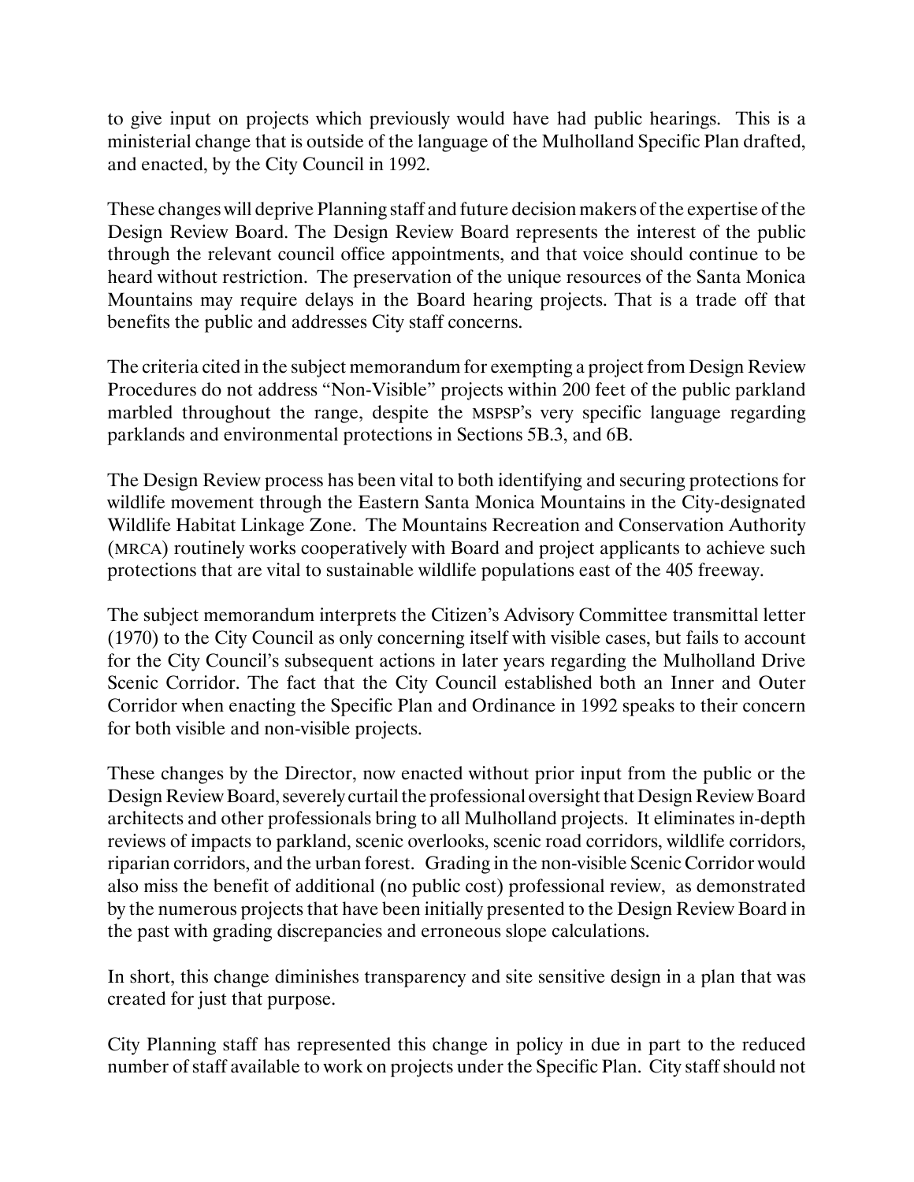to give input on projects which previously would have had public hearings. This is a ministerial change that is outside of the language of the Mulholland Specific Plan drafted, and enacted, by the City Council in 1992.

These changes will deprive Planning staff and future decision makers of the expertise of the Design Review Board. The Design Review Board represents the interest of the public through the relevant council office appointments, and that voice should continue to be heard without restriction. The preservation of the unique resources of the Santa Monica Mountains may require delays in the Board hearing projects. That is a trade off that benefits the public and addresses City staff concerns.

The criteria cited in the subject memorandum for exempting a project from Design Review Procedures do not address "Non-Visible" projects within 200 feet of the public parkland marbled throughout the range, despite the MSPSP's very specific language regarding parklands and environmental protections in Sections 5B.3, and 6B.

The Design Review process has been vital to both identifying and securing protections for wildlife movement through the Eastern Santa Monica Mountains in the City-designated Wildlife Habitat Linkage Zone. The Mountains Recreation and Conservation Authority (MRCA) routinely works cooperatively with Board and project applicants to achieve such protections that are vital to sustainable wildlife populations east of the 405 freeway.

The subject memorandum interprets the Citizen's Advisory Committee transmittal letter (1970) to the City Council as only concerning itself with visible cases, but fails to account for the City Council's subsequent actions in later years regarding the Mulholland Drive Scenic Corridor. The fact that the City Council established both an Inner and Outer Corridor when enacting the Specific Plan and Ordinance in 1992 speaks to their concern for both visible and non-visible projects.

These changes by the Director, now enacted without prior input from the public or the Design Review Board, severely curtail the professional oversight that Design Review Board architects and other professionals bring to all Mulholland projects. It eliminates in-depth reviews of impacts to parkland, scenic overlooks, scenic road corridors, wildlife corridors, riparian corridors, and the urban forest. Grading in the non-visible Scenic Corridor would also miss the benefit of additional (no public cost) professional review, as demonstrated by the numerous projects that have been initially presented to the Design Review Board in the past with grading discrepancies and erroneous slope calculations.

In short, this change diminishes transparency and site sensitive design in a plan that was created for just that purpose.

City Planning staff has represented this change in policy in due in part to the reduced number of staff available to work on projects under the Specific Plan. City staff should not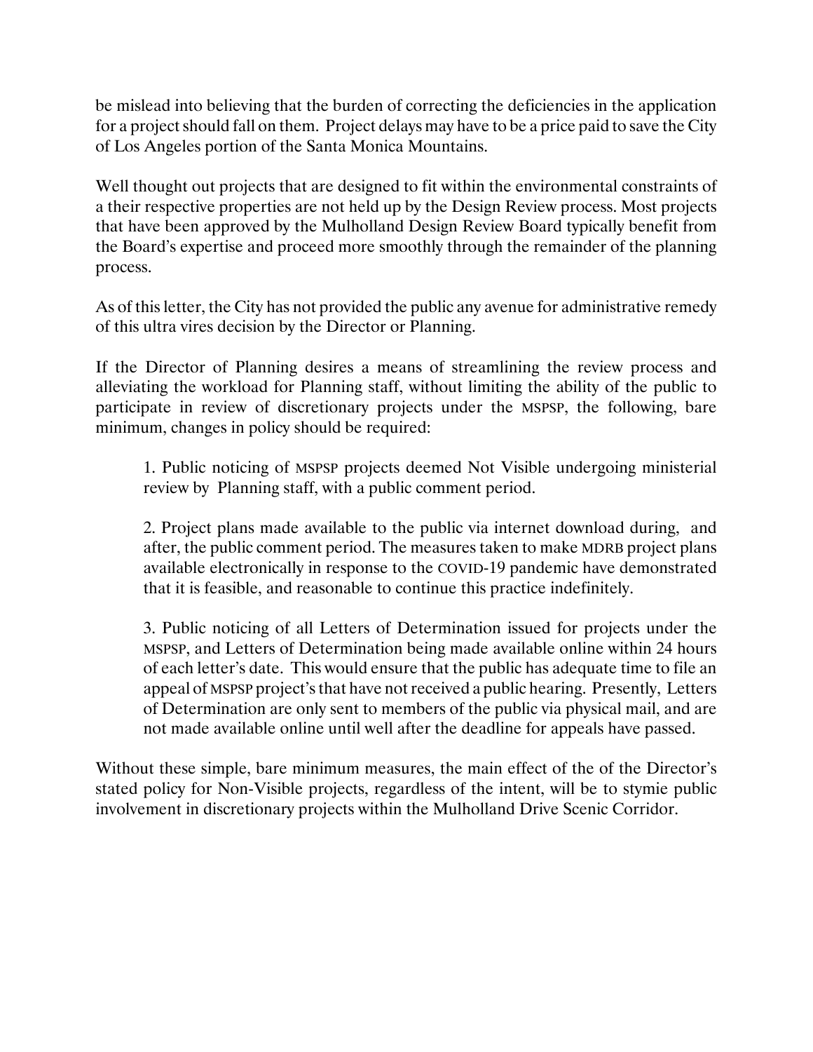be mislead into believing that the burden of correcting the deficiencies in the application for a project should fall on them. Project delays may have to be a price paid to save the City of Los Angeles portion of the Santa Monica Mountains.

Well thought out projects that are designed to fit within the environmental constraints of a their respective properties are not held up by the Design Review process. Most projects that have been approved by the Mulholland Design Review Board typically benefit from the Board's expertise and proceed more smoothly through the remainder of the planning process.

As of this letter, the City has not provided the public any avenue for administrative remedy of this ultra vires decision by the Director or Planning.

If the Director of Planning desires a means of streamlining the review process and alleviating the workload for Planning staff, without limiting the ability of the public to participate in review of discretionary projects under the MSPSP, the following, bare minimum, changes in policy should be required:

> 1. Public noticing of MSPSP projects deemed Not Visible undergoing ministerial review by Planning staff, with a public comment period.
>
> 2. Project plans made available to the public via internet download during, and after, the public comment period. The measures taken to make MDRB project plans available electronically in response to the COVID-19 pandemic have demonstrated that it is feasible, and reasonable to continue this practice indefinitely.
>
> 3. Public noticing of all Letters of Determination issued for projects under the MSPSP, and Letters of Determination being made available online within 24 hours of each letter's date. This would ensure that the public has adequate time to file an appeal of MSPSP project's that have not received a public hearing. Presently, Letters of Determination are only sent to members of the public via physical mail, and are not made available online until well after the deadline for appeals have passed.

Without these simple, bare minimum measures, the main effect of the of the Director's stated policy for Non-Visible projects, regardless of the intent, will be to stymie public involvement in discretionary projects within the Mulholland Drive Scenic Corridor.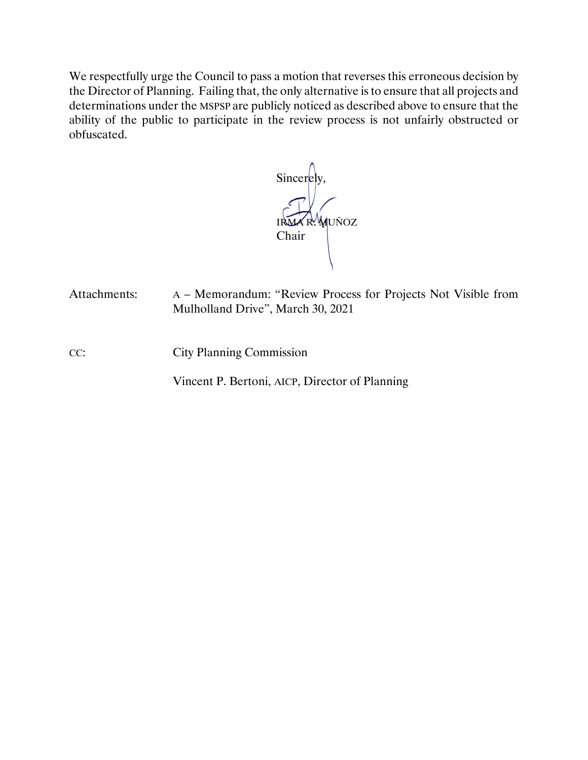We respectfully urge the Council to pass a motion that reverses this erroneous decision by the Director of Planning. Failing that, the only alternative is to ensure that all projects and determinations under the MSPSP are publicly noticed as described above to ensure that the ability of the public to participate in the review process is not unfairly obstructed or obfuscated.

Sincerely,

IRMA R. MUÑOZ
Chair

Attachments: A – Memorandum: "Review Process for Projects Not Visible from Mulholland Drive", March 30, 2021

CC: City Planning Commission

Vincent P. Bertoni, AICP, Director of Planning